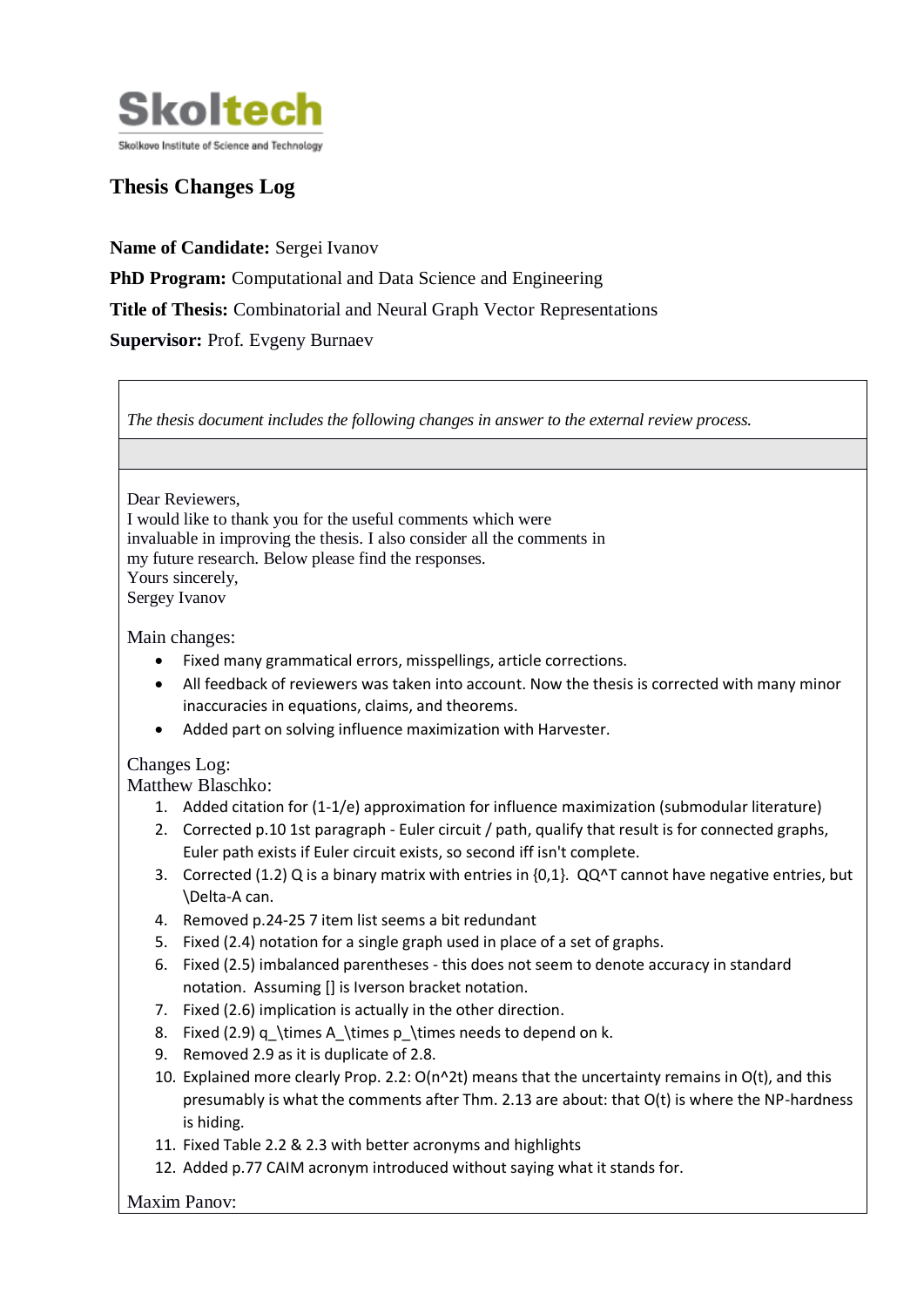Skoltech

Skolkovo Institute of Science and Technology

# Thesis Changes Log

**Name of Candidate:** Sergei Ivanov

**PhD Program:** Computational and Data Science and Engineering

**Title of Thesis:** Combinatorial and Neural Graph Vector Representations

**Supervisor:** Prof. Evgeny Burnaev

*The thesis document includes the following changes in answer to the external review process.*

Dear Reviewers,
I would like to thank you for the useful comments which were invaluable in improving the thesis. I also consider all the comments in my future research. Below please find the responses.
Yours sincerely,
Sergey Ivanov

Main changes:

- Fixed many grammatical errors, misspellings, article corrections.
- All feedback of reviewers was taken into account. Now the thesis is corrected with many minor inaccuracies in equations, claims, and theorems.
- Added part on solving influence maximization with Harvester.

Changes Log:
Matthew Blaschko:

1. Added citation for (1-1/e) approximation for influence maximization (submodular literature)
2. Corrected p.10 1st paragraph - Euler circuit / path, qualify that result is for connected graphs, Euler path exists if Euler circuit exists, so second iff isn't complete.
3. Corrected (1.2) Q is a binary matrix with entries in {0,1}. QQ^T cannot have negative entries, but \Delta-A can.
4. Removed p.24-25 7 item list seems a bit redundant
5. Fixed (2.4) notation for a single graph used in place of a set of graphs.
6. Fixed (2.5) imbalanced parentheses - this does not seem to denote accuracy in standard notation. Assuming [] is Iverson bracket notation.
7. Fixed (2.6) implication is actually in the other direction.
8. Fixed (2.9) q_\times A_\times p_\times needs to depend on k.
9. Removed 2.9 as it is duplicate of 2.8.
10. Explained more clearly Prop. 2.2: O(n^2t) means that the uncertainty remains in O(t), and this presumably is what the comments after Thm. 2.13 are about: that O(t) is where the NP-hardness is hiding.
11. Fixed Table 2.2 & 2.3 with better acronyms and highlights
12. Added p.77 CAIM acronym introduced without saying what it stands for.

Maxim Panov: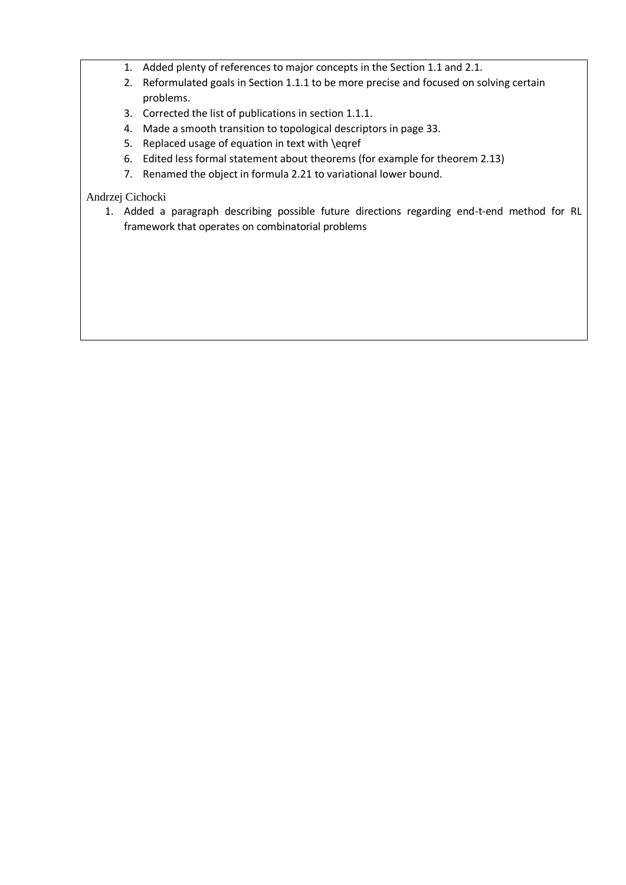1. Added plenty of references to major concepts in the Section 1.1 and 2.1.
2. Reformulated goals in Section 1.1.1 to be more precise and focused on solving certain problems.
3. Corrected the list of publications in section 1.1.1.
4. Made a smooth transition to topological descriptors in page 33.
5. Replaced usage of equation in text with \eqref
6. Edited less formal statement about theorems (for example for theorem 2.13)
7. Renamed the object in formula 2.21 to variational lower bound.

Andrzej Cichocki

1. Added a paragraph describing possible future directions regarding end-t-end method for RL framework that operates on combinatorial problems